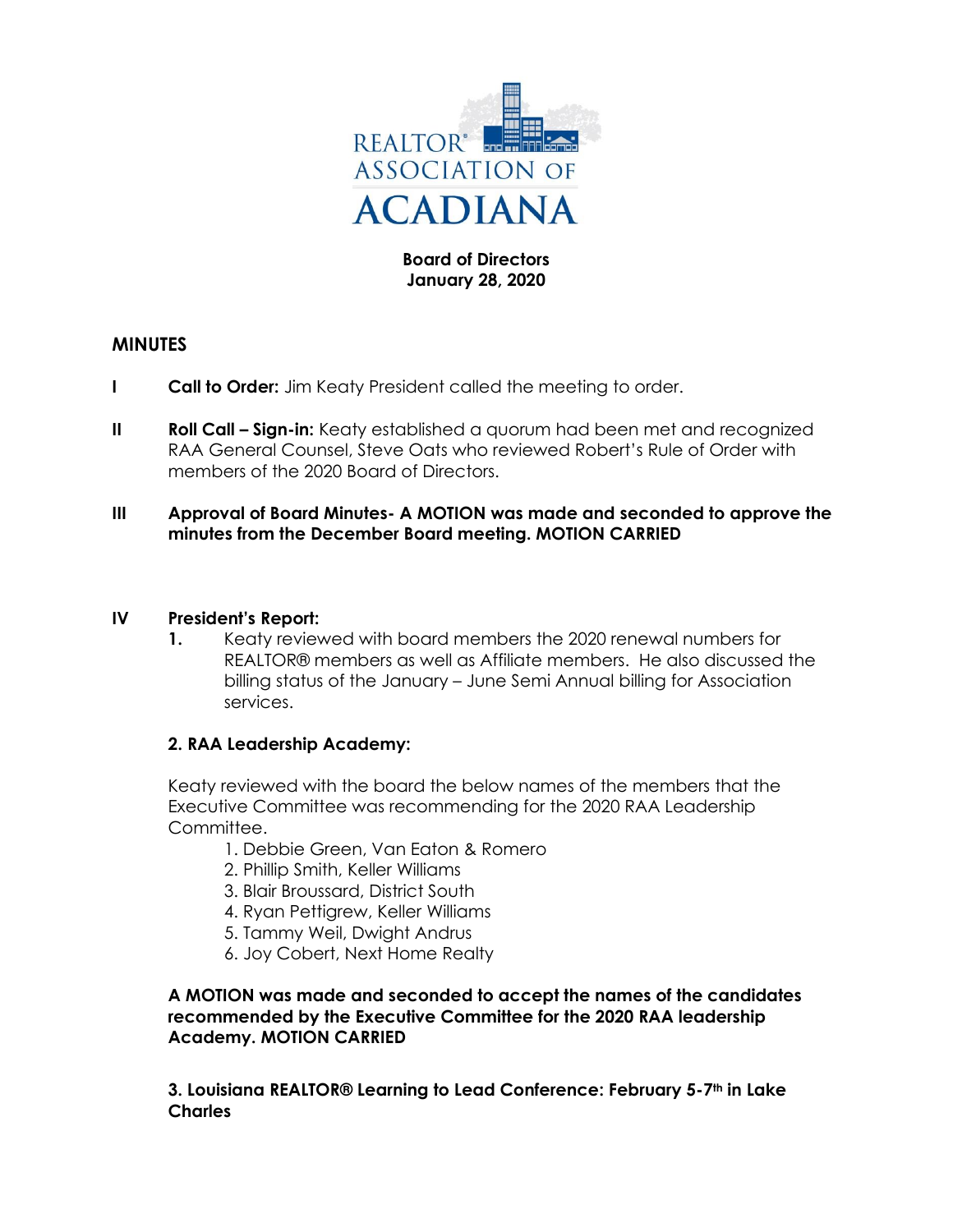REALTOR® ASSOCIATION OF ACADIANA

**Board of Directors**
**January 28, 2020**

## MINUTES

**I** **Call to Order:** Jim Keaty President called the meeting to order.

**II** **Roll Call – Sign-in:** Keaty established a quorum had been met and recognized RAA General Counsel, Steve Oats who reviewed Robert's Rule of Order with members of the 2020 Board of Directors.

**III** **Approval of Board Minutes- A MOTION was made and seconded to approve the minutes from the December Board meeting. MOTION CARRIED**

**IV** **President's Report:**

**1.** Keaty reviewed with board members the 2020 renewal numbers for REALTOR® members as well as Affiliate members. He also discussed the billing status of the January – June Semi Annual billing for Association services.

**2. RAA Leadership Academy:**

Keaty reviewed with the board the below names of the members that the Executive Committee was recommending for the 2020 RAA Leadership Committee.

1. Debbie Green, Van Eaton & Romero
2. Phillip Smith, Keller Williams
3. Blair Broussard, District South
4. Ryan Pettigrew, Keller Williams
5. Tammy Weil, Dwight Andrus
6. Joy Cobert, Next Home Realty

**A MOTION was made and seconded to accept the names of the candidates recommended by the Executive Committee for the 2020 RAA leadership Academy. MOTION CARRIED**

**3. Louisiana REALTOR® Learning to Lead Conference: February 5-7th in Lake Charles**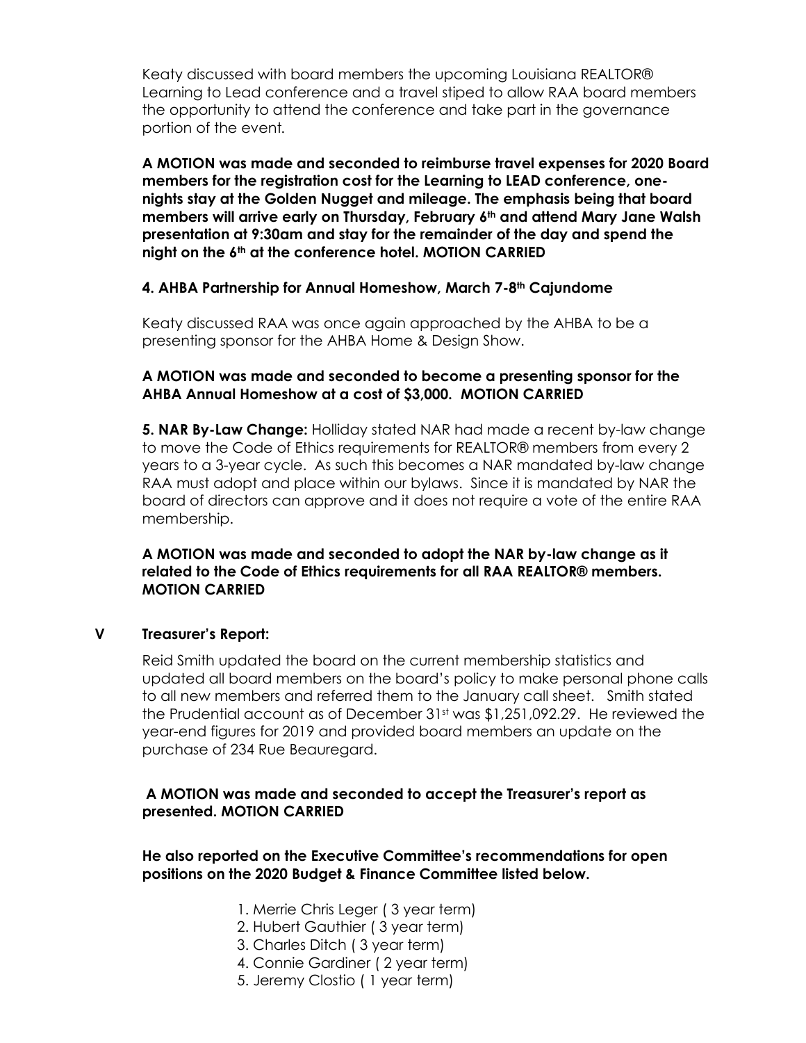Keaty discussed with board members the upcoming Louisiana REALTOR® Learning to Lead conference and a travel stiped to allow RAA board members the opportunity to attend the conference and take part in the governance portion of the event.

**A MOTION was made and seconded to reimburse travel expenses for 2020 Board members for the registration cost for the Learning to LEAD conference, one-nights stay at the Golden Nugget and mileage. The emphasis being that board members will arrive early on Thursday, February 6th and attend Mary Jane Walsh presentation at 9:30am and stay for the remainder of the day and spend the night on the 6th at the conference hotel. MOTION CARRIED**

**4. AHBA Partnership for Annual Homeshow, March 7-8th Cajundome**

Keaty discussed RAA was once again approached by the AHBA to be a presenting sponsor for the AHBA Home & Design Show.

**A MOTION was made and seconded to become a presenting sponsor for the AHBA Annual Homeshow at a cost of $3,000. MOTION CARRIED**

**5. NAR By-Law Change:** Holliday stated NAR had made a recent by-law change to move the Code of Ethics requirements for REALTOR® members from every 2 years to a 3-year cycle. As such this becomes a NAR mandated by-law change RAA must adopt and place within our bylaws. Since it is mandated by NAR the board of directors can approve and it does not require a vote of the entire RAA membership.

**A MOTION was made and seconded to adopt the NAR by-law change as it related to the Code of Ethics requirements for all RAA REALTOR® members. MOTION CARRIED**

## V Treasurer's Report:

Reid Smith updated the board on the current membership statistics and updated all board members on the board's policy to make personal phone calls to all new members and referred them to the January call sheet. Smith stated the Prudential account as of December 31st was $1,251,092.29. He reviewed the year-end figures for 2019 and provided board members an update on the purchase of 234 Rue Beauregard.

**A MOTION was made and seconded to accept the Treasurer's report as presented. MOTION CARRIED**

**He also reported on the Executive Committee's recommendations for open positions on the 2020 Budget & Finance Committee listed below.**

1. Merrie Chris Leger ( 3 year term)
2. Hubert Gauthier ( 3 year term)
3. Charles Ditch ( 3 year term)
4. Connie Gardiner ( 2 year term)
5. Jeremy Clostio ( 1 year term)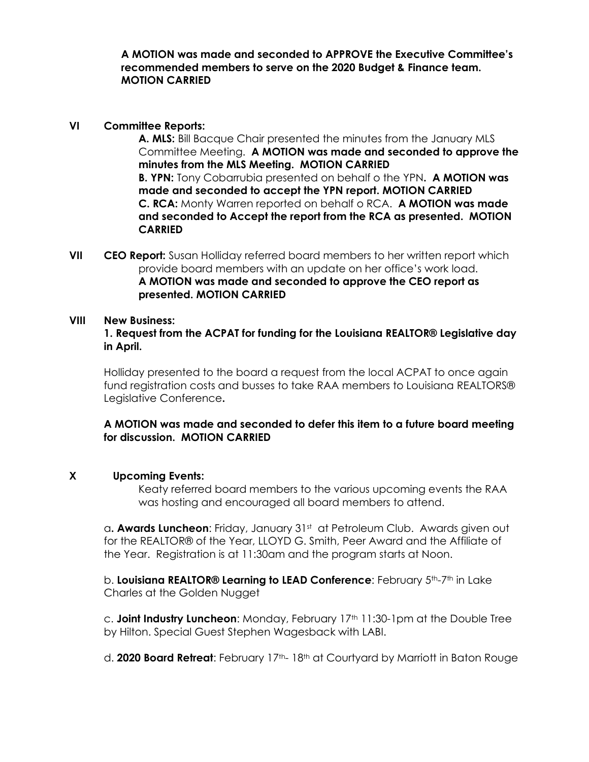**A MOTION was made and seconded to APPROVE the Executive Committee's recommended members to serve on the 2020 Budget & Finance team. MOTION CARRIED**

## VI Committee Reports:

**A. MLS:** Bill Bacque Chair presented the minutes from the January MLS Committee Meeting. **A MOTION was made and seconded to approve the minutes from the MLS Meeting. MOTION CARRIED**

**B. YPN:** Tony Cobarrubia presented on behalf o the YPN**. A MOTION was made and seconded to accept the YPN report. MOTION CARRIED**

**C. RCA:** Monty Warren reported on behalf o RCA. **A MOTION was made and seconded to Accept the report from the RCA as presented. MOTION CARRIED**

## VII CEO Report:

**CEO Report:** Susan Holliday referred board members to her written report which provide board members with an update on her office's work load.

**A MOTION was made and seconded to approve the CEO report as presented. MOTION CARRIED**

## VIII New Business:

**1. Request from the ACPAT for funding for the Louisiana REALTOR® Legislative day in April.**

Holliday presented to the board a request from the local ACPAT to once again fund registration costs and busses to take RAA members to Louisiana REALTORS® Legislative Conference**.**

**A MOTION was made and seconded to defer this item to a future board meeting for discussion. MOTION CARRIED**

## X Upcoming Events:

Keaty referred board members to the various upcoming events the RAA was hosting and encouraged all board members to attend.

a**. Awards Luncheon**: Friday, January 31st at Petroleum Club. Awards given out for the REALTOR® of the Year, LLOYD G. Smith, Peer Award and the Affiliate of the Year. Registration is at 11:30am and the program starts at Noon.

b. **Louisiana REALTOR® Learning to LEAD Conference**: February 5th-7th in Lake Charles at the Golden Nugget

c. **Joint Industry Luncheon**: Monday, February 17th 11:30-1pm at the Double Tree by Hilton. Special Guest Stephen Wagesback with LABI.

d. **2020 Board Retreat**: February 17th- 18th at Courtyard by Marriott in Baton Rouge